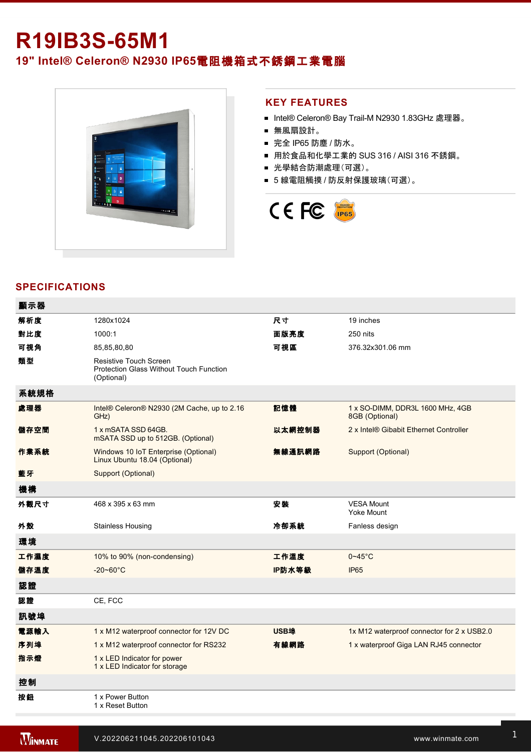# R19IB3S-65M1

## 19" Intel® Celeron® N2930 IP65電阻機箱式不銹鋼工業電腦

## KEY FEATURES

- Intel® Celeron® Bay Trail-M N2930 1.83GHz 處理器。
- 無風扇設計。
- 完全 IP65 防塵 / 防水。
- 用於食品和化學工業的 SUS 316 / AISI 316 不銹鋼。
- 光學結合防潮處理(可選)。
- 5 線電阻觸摸 / 防反射保護玻璃(可選)。

## SPECIFICATIONS

| **顯示器** | | | |
|---|---|---|---|
| **解析度** | 1280x1024 | **尺寸** | 19 inches |
| **對比度** | 1000:1 | **面版亮度** | 250 nits |
| **可視角** | 85,85,80,80 | **可視區** | 376.32x301.06 mm |
| **類型** | Resistive Touch Screen<br>Protection Glass Without Touch Function (Optional) | | |
| **系統規格** | | | |
| **處理器** | Intel® Celeron® N2930 (2M Cache, up to 2.16 GHz) | **記憶體** | 1 x SO-DIMM, DDR3L 1600 MHz, 4GB<br>8GB (Optional) |
| **儲存空間** | 1 x mSATA SSD 64GB.<br>mSATA SSD up to 512GB. (Optional) | **以太網控制器** | 2 x Intel® Gibabit Ethernet Controller |
| **作業系統** | Windows 10 IoT Enterprise (Optional)<br>Linux Ubuntu 18.04 (Optional) | **無線通訊網路** | Support (Optional) |
| **藍牙** | Support (Optional) | | |
| **機構** | | | |
| **外觀尺寸** | 468 x 395 x 63 mm | **安裝** | VESA Mount<br>Yoke Mount |
| **外殼** | Stainless Housing | **冷卻系統** | Fanless design |
| **環境** | | | |
| **工作濕度** | 10% to 90% (non-condensing) | **工作溫度** | 0~45°C |
| **儲存溫度** | -20~60°C | **IP防水等級** | IP65 |
| **認證** | | | |
| **認證** | CE, FCC | | |
| **訊號埠** | | | |
| **電源輸入** | 1 x M12 waterproof connector for 12V DC | **USB埠** | 1x M12 waterproof connector for 2 x USB2.0 |
| **序列埠** | 1 x M12 waterproof connector for RS232 | **有線網路** | 1 x waterproof Giga LAN RJ45 connector |
| **指示燈** | 1 x LED Indicator for power<br>1 x LED Indicator for storage | | |
| **控制** | | | |
| **按鈕** | 1 x Power Button<br>1 x Reset Button | | |

V.202206211045.202206101043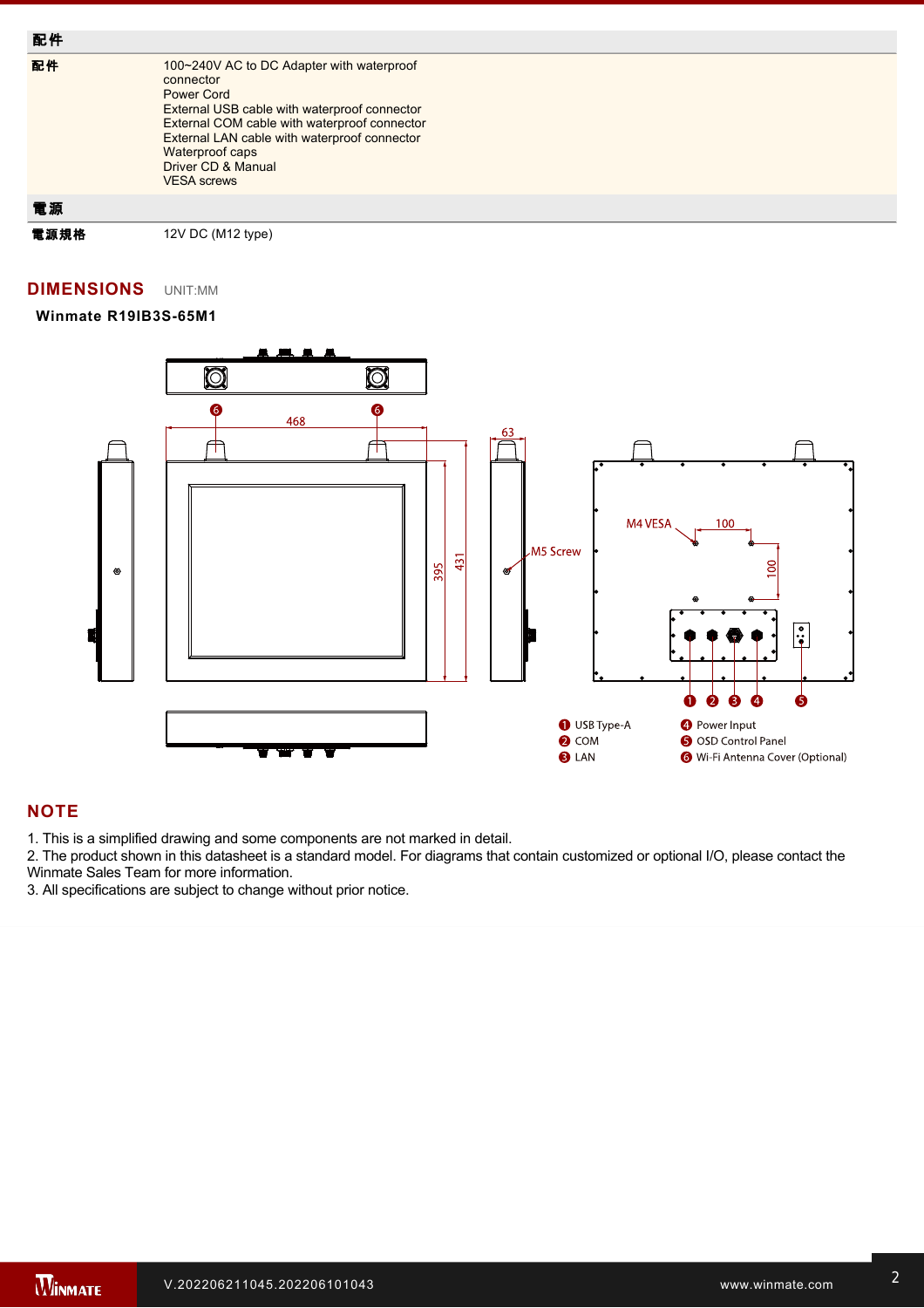| 配件 | |
|---|---|
| 配件 | 100~240V AC to DC Adapter with waterproof connector<br>Power Cord<br>External USB cable with waterproof connector<br>External COM cable with waterproof connector<br>External LAN cable with waterproof connector<br>Waterproof caps<br>Driver CD & Manual<br>VESA screws |
| **電源** | |
| 電源規格 | 12V DC (M12 type) |

## DIMENSIONS UNIT:MM

**Winmate R19IB3S-65M1**

468

63

395

431

M5 Screw

M4 VESA

100

100

1 USB Type-A
2 COM
3 LAN
4 Power Input
5 OSD Control Panel
6 Wi-Fi Antenna Cover (Optional)

## NOTE

1. This is a simplified drawing and some components are not marked in detail.
2. The product shown in this datasheet is a standard model. For diagrams that contain customized or optional I/O, please contact the Winmate Sales Team for more information.
3. All specifications are subject to change without prior notice.